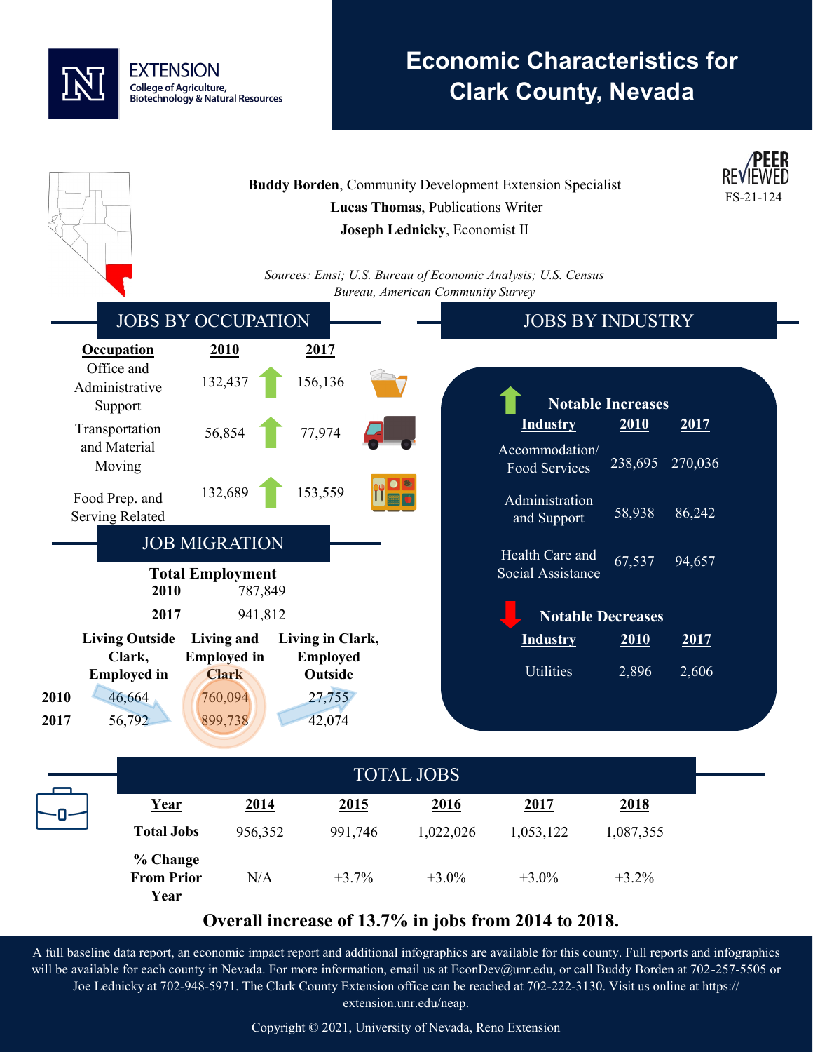EXTENSION
College of Agriculture, Biotechnology & Natural Resources

# Economic Characteristics for Clark County, Nevada

PEER REVIEWED
FS-21-124

**Buddy Borden**, Community Development Extension Specialist
**Lucas Thomas**, Publications Writer
**Joseph Lednicky**, Economist II

*Sources: Emsi; U.S. Bureau of Economic Analysis; U.S. Census Bureau, American Community Survey*

## JOBS BY OCCUPATION

| Occupation | 2010 | 2017 |
|---|---|---|
| Office and Administrative Support | 132,437 | 156,136 |
| Transportation and Material Moving | 56,854 | 77,974 |
| Food Prep. and Serving Related | 132,689 | 153,559 |

## JOBS BY INDUSTRY

**Notable Increases**

| Industry | 2010 | 2017 |
|---|---|---|
| Accommodation/ Food Services | 238,695 | 270,036 |
| Administration and Support | 58,938 | 86,242 |
| Health Care and Social Assistance | 67,537 | 94,657 |

**Notable Decreases**

| Industry | 2010 | 2017 |
|---|---|---|
| Utilities | 2,896 | 2,606 |

## JOB MIGRATION

**Total Employment**

| | |
|---|---|
| **2010** | 787,849 |
| **2017** | 941,812 |

| | Living Outside Clark, Employed in | Living and Employed in Clark | Living in Clark, Employed Outside |
|---|---|---|---|
| **2010** | 46,664 | 760,094 | 27,755 |
| **2017** | 56,792 | 899,738 | 42,074 |

## TOTAL JOBS

| Year | 2014 | 2015 | 2016 | 2017 | 2018 |
|---|---|---|---|---|---|
| **Total Jobs** | 956,352 | 991,746 | 1,022,026 | 1,053,122 | 1,087,355 |
| **% Change From Prior Year** | N/A | +3.7% | +3.0% | +3.0% | +3.2% |

**Overall increase of 13.7% in jobs from 2014 to 2018.**

A full baseline data report, an economic impact report and additional infographics are available for this county. Full reports and infographics will be available for each county in Nevada. For more information, email us at EconDev@unr.edu, or call Buddy Borden at 702-257-5505 or Joe Lednicky at 702-948-5971. The Clark County Extension office can be reached at 702-222-3130. Visit us online at https://extension.unr.edu/neap.

Copyright © 2021, University of Nevada, Reno Extension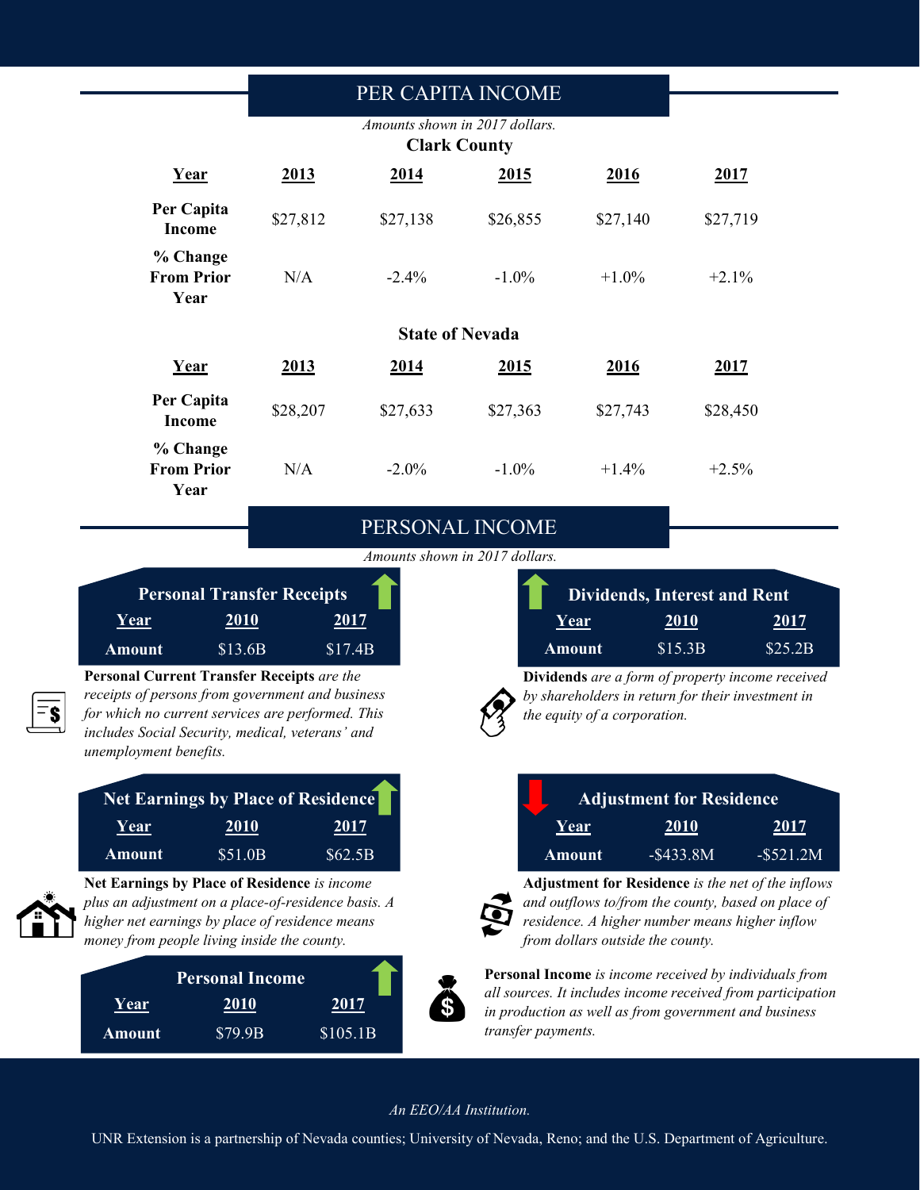## PER CAPITA INCOME

*Amounts shown in 2017 dollars.*

**Clark County**

| Year | 2013 | 2014 | 2015 | 2016 | 2017 |
|---|---|---|---|---|---|
| **Per Capita Income** | $27,812 | $27,138 | $26,855 | $27,140 | $27,719 |
| **% Change From Prior Year** | N/A | -2.4% | -1.0% | +1.0% | +2.1% |

**State of Nevada**

| Year | 2013 | 2014 | 2015 | 2016 | 2017 |
|---|---|---|---|---|---|
| **Per Capita Income** | $28,207 | $27,633 | $27,363 | $27,743 | $28,450 |
| **% Change From Prior Year** | N/A | -2.0% | -1.0% | +1.4% | +2.5% |

## PERSONAL INCOME

*Amounts shown in 2017 dollars.*

**Personal Transfer Receipts**

| Year | 2010 | 2017 |
|---|---|---|
| **Amount** | $13.6B | $17.4B |

**Personal Current Transfer Receipts** *are the receipts of persons from government and business for which no current services are performed. This includes Social Security, medical, veterans' and unemployment benefits.*

**Dividends, Interest and Rent**

| Year | 2010 | 2017 |
|---|---|---|
| **Amount** | $15.3B | $25.2B |

**Dividends** *are a form of property income received by shareholders in return for their investment in the equity of a corporation.*

**Net Earnings by Place of Residence**

| Year | 2010 | 2017 |
|---|---|---|
| **Amount** | $51.0B | $62.5B |

**Net Earnings by Place of Residence** *is income plus an adjustment on a place-of-residence basis. A higher net earnings by place of residence means money from people living inside the county.*

**Adjustment for Residence**

| Year | 2010 | 2017 |
|---|---|---|
| **Amount** | -$433.8M | -$521.2M |

**Adjustment for Residence** *is the net of the inflows and outflows to/from the county, based on place of residence. A higher number means higher inflow from dollars outside the county.*

**Personal Income**

| Year | 2010 | 2017 |
|---|---|---|
| **Amount** | $79.9B | $105.1B |

**Personal Income** *is income received by individuals from all sources. It includes income received from participation in production as well as from government and business transfer payments.*

*An EEO/AA Institution.*

UNR Extension is a partnership of Nevada counties; University of Nevada, Reno; and the U.S. Department of Agriculture.